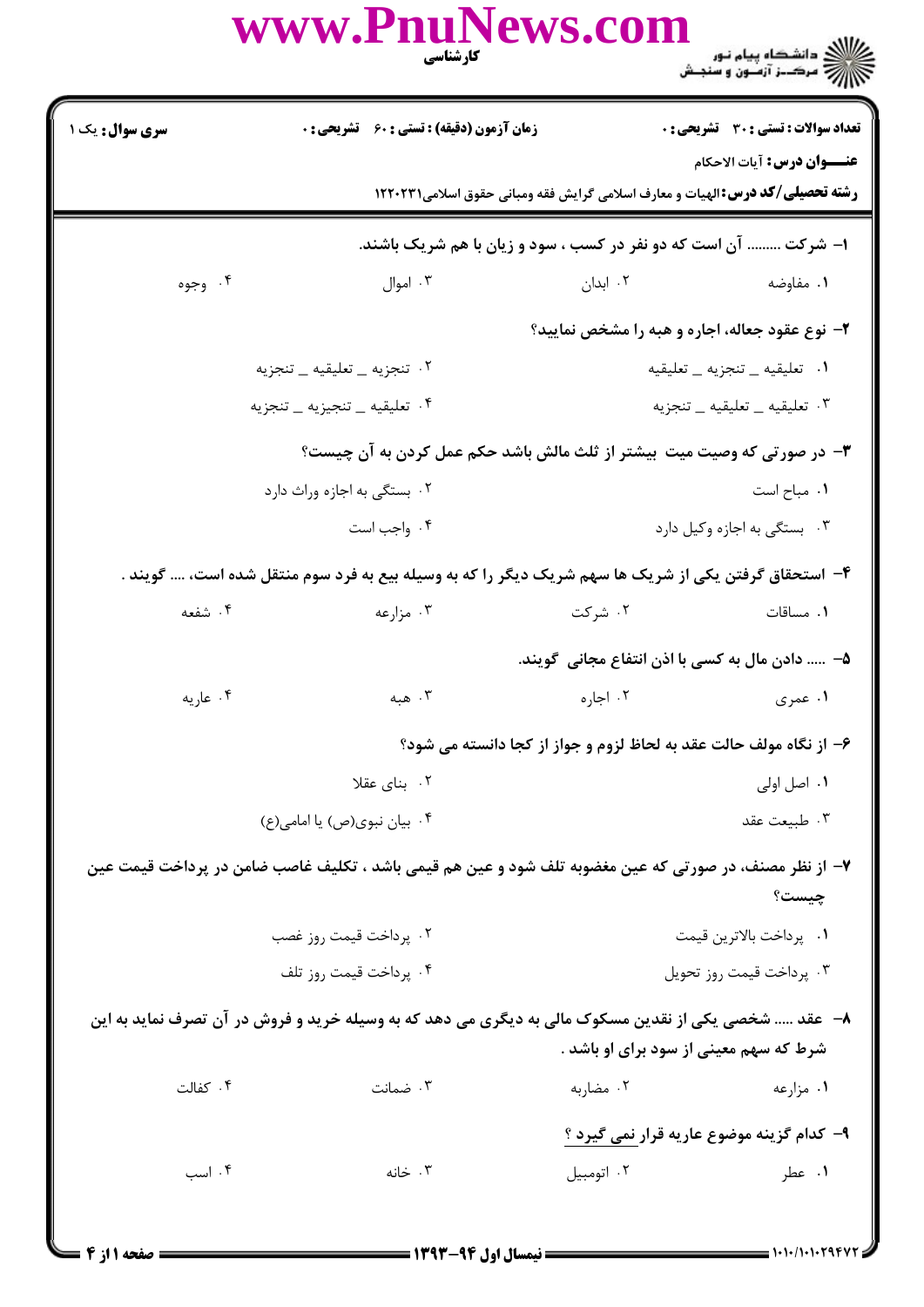**سری سوال:** یک ۱

**زمان آزمون (دقیقه) : تستی : ۶۰ تشریحی : ۰**

**تعداد سوالات : تستی : ۳۰ تشریحی : ۰**

**عنـــوان درس:** آیات الاحکام

**رشته تحصیلی/کد درس:** الهیات و معارف اسلامی گرایش فقه ومبانی حقوق اسلامی۱۲۲۰۲۳۱

۱- شرکت ......... آن است که دو نفر در کسب ، سود و زیان با هم شریک باشند.

۱. مفاوضه ۲. ابدان ۳. اموال ۴. وجوه

۲- نوع عقود جعاله، اجاره و هبه را مشخص نمایید؟

۱. تعلیقیه _ تنجزیه _ تعلیقیه
۲. تنجزیه _ تعلیقیه _ تنجزیه
۳. تعلیقیه _ تعلیقیه _ تنجزیه
۴. تعلیقیه _ تنجیزیه _ تنجزیه

۳- در صورتی که وصیت میت بیشتر از ثلث مالش باشد حکم عمل کردن به آن چیست؟

۱. مباح است
۲. بستگی به اجازه وراث دارد
۳. بستگی به اجازه وکیل دارد
۴. واجب است

۴- استحقاق گرفتن یکی از شریک ها سهم شریک دیگر را که به وسیله بیع به فرد سوم منتقل شده است، .... گویند .

۱. مساقات ۲. شرکت ۳. مزارعه ۴. شفعه

۵- ..... دادن مال به کسی با اذن انتفاع مجانی گویند.

۱. عمری ۲. اجاره ۳. هبه ۴. عاریه

۶- از نگاه مولف حالت عقد به لحاظ لزوم و جواز از کجا دانسته می شود؟

۱. اصل اولی
۲. بنای عقلا
۳. طبیعت عقد
۴. بیان نبوی(ص) یا امامی(ع)

۷- از نظر مصنف، در صورتی که عین مغضوبه تلف شود و عین هم قیمی باشد ، تکلیف غاصب ضامن در پرداخت قیمت عین چیست؟

۱. پرداخت بالاترین قیمت
۲. پرداخت قیمت روز غصب
۳. پرداخت قیمت روز تحویل
۴. پرداخت قیمت روز تلف

۸- عقد ..... شخصی یکی از نقدین مسکوک مالی به دیگری می دهد که به وسیله خرید و فروش در آن تصرف نماید به این شرط که سهم معینی از سود برای او باشد .

۱. مزارعه ۲. مضاربه ۳. ضمانت ۴. کفالت

۹- کدام گزینه موضوع عاریه قرار نمی گیرد ؟

۱. عطر ۲. اتومبیل ۳. خانه ۴. اسب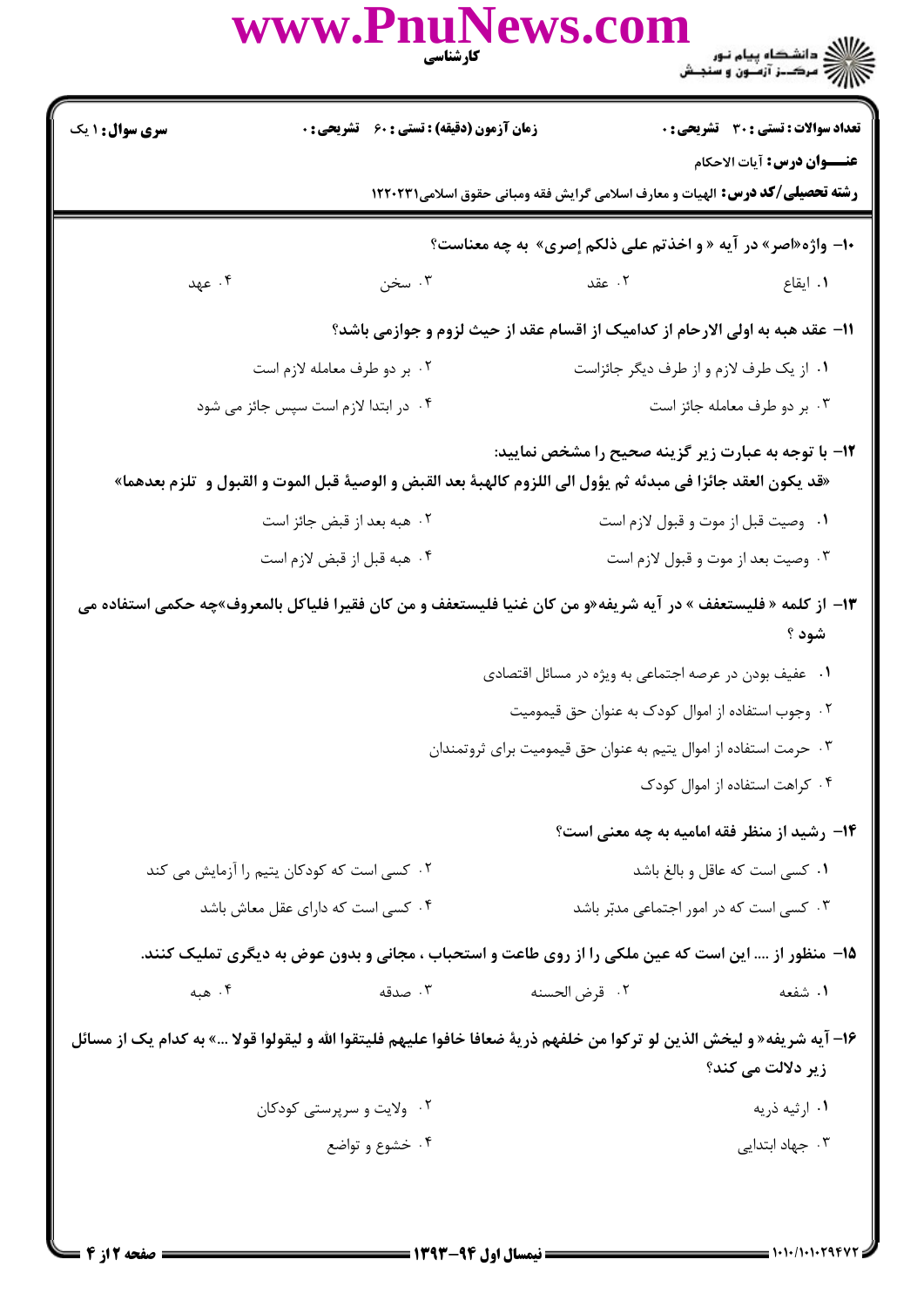**سری سوال:** ۱ یک　　**زمان آزمون (دقیقه) : تستی :** ۶۰　**تشریحی :** ۰　　**تعداد سوالات : تستی :** ۳۰　**تشریحی :** ۰

**عنـــوان درس:** آیات الاحکام

**رشته تحصیلی/کد درس:** الهیات و معارف اسلامی گرایش فقه ومبانی حقوق اسلامی۱۲۲۰۲۳۱

**۱۰- واژه«اصر» در آیه « و اخذتم علی ذلکم إصری» به چه معناست؟**

۱. ایقاع　　۲. عقد　　۳. سخن　　۴. عهد

**۱۱- عقد هبه به اولی الارحام از کدامیک از اقسام عقد از حیث لزوم و جوازمی باشد؟**

۱. از یک طرف لازم و از طرف دیگر جائزاست

۲. بر دو طرف معامله لازم است

۳. بر دو طرف معامله جائز است

۴. در ابتدا لازم است سپس جائز می شود

**۱۲- با توجه به عبارت زیر گزینه صحیح را مشخص نمایید:**
**«قد یکون العقد جائزا فی مبدئه ثم یؤول الی اللزوم کالهبهٔ بعد القبض و الوصیهٔ قبل الموت و القبول و تلزم بعدهما»**

۱. وصیت قبل از موت و قبول لازم است

۲. هبه بعد از قبض جائز است

۳. وصیت بعد از موت و قبول لازم است

۴. هبه قبل از قبض لازم است

**۱۳- از کلمه « فلیستعفف » در آیه شریفه«و من کان غنیا فلیستعفف و من کان فقیرا فلیاکل بالمعروف»چه حکمی استفاده می شود ؟**

۱. عفیف بودن در عرصه اجتماعی به ویژه در مسائل اقتصادی

۲. وجوب استفاده از اموال کودک به عنوان حق قیمومیت

۳. حرمت استفاده از اموال یتیم به عنوان حق قیمومیت برای ثروتمندان

۴. کراهت استفاده از اموال کودک

**۱۴- رشید از منظر فقه امامیه به چه معنی است؟**

۱. کسی است که عاقل و بالغ باشد

۲. کسی است که کودکان یتیم را آزمایش می کند

۳. کسی است که در امور اجتماعی مدبر باشد

۴. کسی است که دارای عقل معاش باشد

**۱۵- منظور از .... این است که عین ملکی را از روی طاعت و استحباب ، مجانی و بدون عوض به دیگری تملیک کنند.**

۱. شفعه　　۲. قرض الحسنه　　۳. صدقه　　۴. هبه

**۱۶- آیه شریفه« و لیخش الذین لو ترکوا من خلفهم ذریهٔ ضعافا خافوا علیهم فلیتقوا الله و لیقولوا قولا ...» به کدام یک از مسائل زیر دلالت می کند؟**

۱. ارثیه ذریه

۲. ولایت و سرپرستی کودکان

۳. جهاد ابتدایی

۴. خشوع و تواضع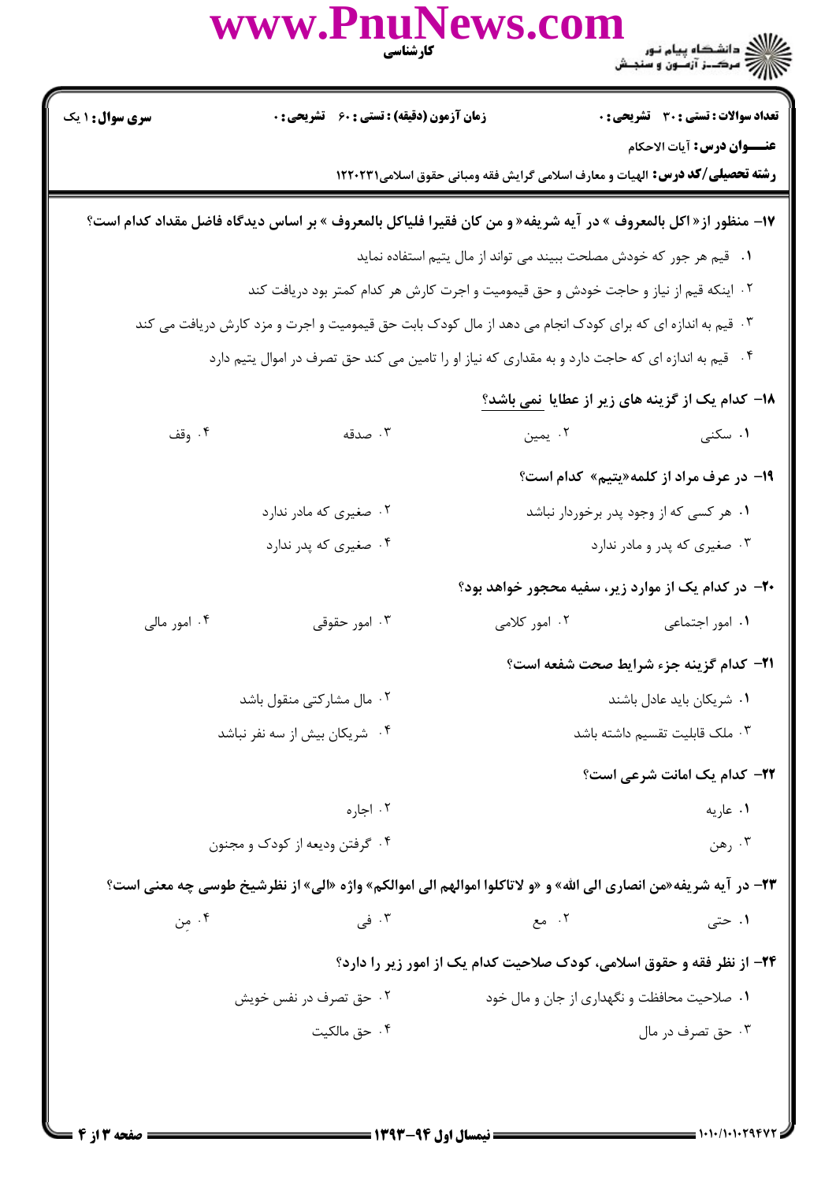**۱۷- منظور از« اکل بالمعروف » در آیه شریفه« و من کان فقیرا فلیاکل بالمعروف » بر اساس دیدگاه فاضل مقداد کدام است؟**

۱. قیم هر جور که خودش مصلحت ببیند می تواند از مال یتیم استفاده نماید

۲. اینکه قیم از نیاز و حاجت خودش و حق قیمومیت و اجرت کارش هر کدام کمتر بود دریافت کند

۳. قیم به اندازه ای که برای کودک انجام می دهد از مال کودک بابت حق قیمومیت و اجرت و مزد کارش دریافت می کند

۴. قیم به اندازه ای که حاجت دارد و به مقداری که نیاز او را تامین می کند حق تصرف در اموال یتیم دارد

**۱۸- کدام یک از گزینه های زیر از عطایا نمی باشد؟**

۱. سکنی
۲. یمین
۳. صدقه
۴. وقف

**۱۹- در عرف مراد از کلمه«یتیم» کدام است؟**

۱. هر کسی که از وجود پدر برخوردار نباشد
۲. صغیری که مادر ندارد
۳. صغیری که پدر و مادر ندارد
۴. صغیری که پدر ندارد

**۲۰- در کدام یک از موارد زیر، سفیه محجور خواهد بود؟**

۱. امور اجتماعی
۲. امور کلامی
۳. امور حقوقی
۴. امور مالی

**۲۱- کدام گزینه جزء شرایط صحت شفعه است؟**

۱. شریکان باید عادل باشند
۲. مال مشارکتی منقول باشد
۳. ملک قابلیت تقسیم داشته باشد
۴. شریکان بیش از سه نفر نباشد

**۲۲- کدام یک امانت شرعی است؟**

۱. عاریه
۲. اجاره
۳. رهن
۴. گرفتن ودیعه از کودک و مجنون

**۲۳- در آیه شریفه«من انصاری الی الله» و «و لاتاکلوا اموالهم الی اموالکم» واژه «الی» از نظرشیخ طوسی چه معنی است؟**

۱. حتی
۲. مع
۳. فی
۴. مِن

**۲۴- از نظر فقه و حقوق اسلامی، کودک صلاحیت کدام یک از امور زیر را دارد؟**

۱. صلاحیت محافظت و نگهداری از جان و مال خود
۲. حق تصرف در نفس خویش
۳. حق تصرف در مال
۴. حق مالکیت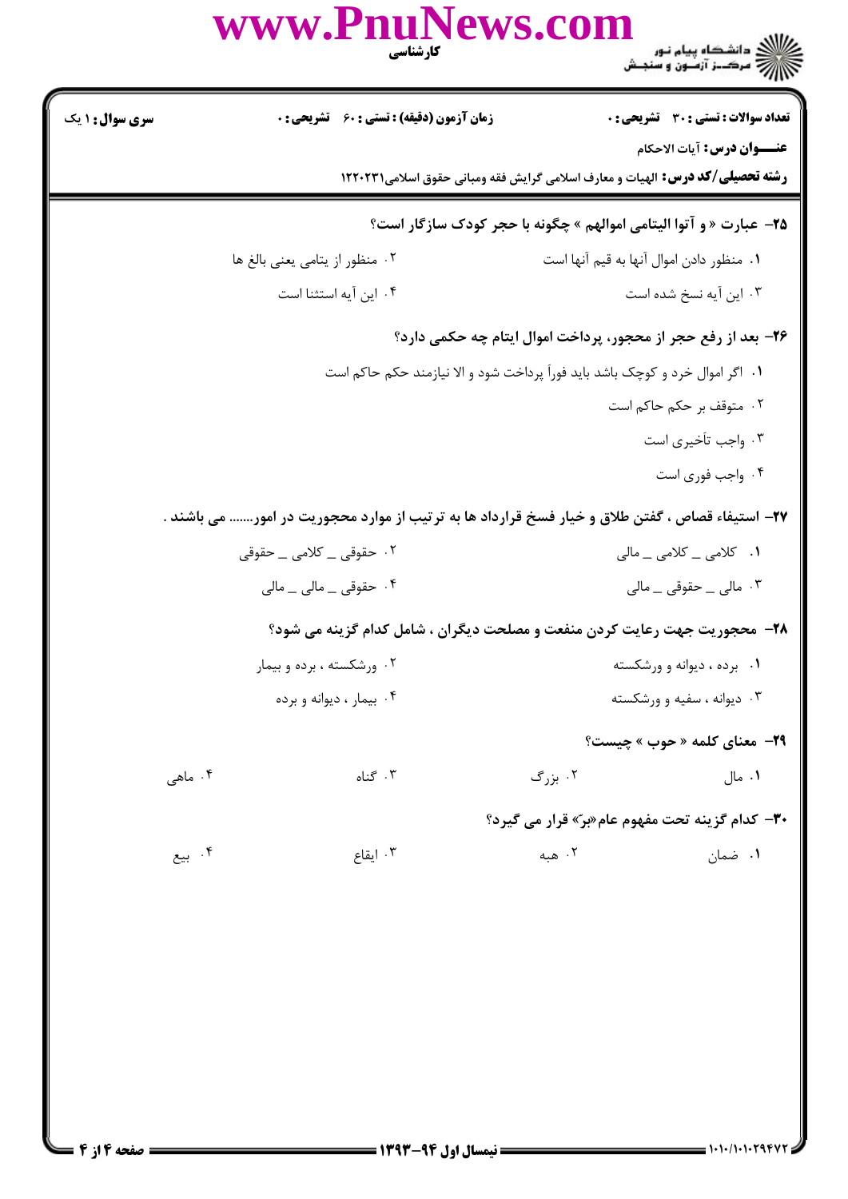**۲۵- عبارت « و آتوا الیتامی اموالهم » چگونه با حجر کودک سازگار است؟**

۱. منظور دادن اموال آنها به قیم آنها است

۲. منظور از یتامی یعنی بالغ ها

۳. این آیه نسخ شده است

۴. این آیه استثنا است

**۲۶- بعد از رفع حجر از محجور، پرداخت اموال ایتام چه حکمی دارد؟**

۱. اگر اموال خرد و کوچک باشد باید فوراً پرداخت شود و الا نیازمند حکم حاکم است

۲. متوقف بر حکم حاکم است

۳. واجب تأخیری است

۴. واجب فوری است

**۲۷- استیفاء قصاص ، گفتن طلاق و خیار فسخ قرارداد ها به ترتیب از موارد محجوریت در امور....... می باشند .**

۱. کلامی _ کلامی _ مالی

۲. حقوقی _ کلامی _ حقوقی

۳. مالی _ حقوقی _ مالی

۴. حقوقی _ مالی _ مالی

**۲۸- محجوریت جهت رعایت کردن منفعت و مصلحت دیگران ، شامل کدام گزینه می شود؟**

۱. برده ، دیوانه و ورشکسته

۲. ورشکسته ، برده و بیمار

۳. دیوانه ، سفیه و ورشکسته

۴. بیمار ، دیوانه و برده

**۲۹- معنای کلمه « حوب » چیست؟**

۱. مال

۲. بزرگ

۳. گناه

۴. ماهی

**۳۰- کدام گزینه تحت مفهوم عام«برّ» قرار می گیرد؟**

۱. ضمان

۲. هبه

۳. ایقاع

۴. بیع